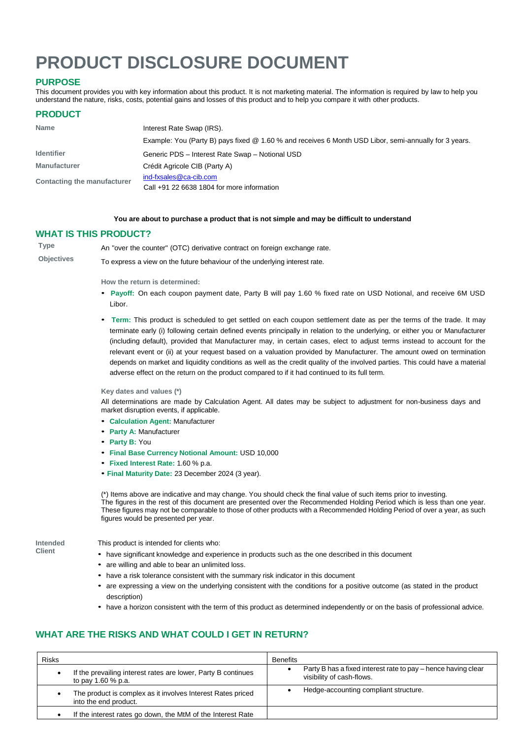# PRODUCT DISCLOSURE DOCUMENT

## PURPOSE

This document provides you with key information about this product. It is not marketing material. The information is required by law to help you understand the nature, risks, costs, potential gains and losses of this product and to help you compare it with other products.

## PRODUCT

| | |
|---|---|
| **Name** | Interest Rate Swap (IRS). |
| | Example: You (Party B) pays fixed @ 1.60 % and receives 6 Month USD Libor, semi-annually for 3 years. |
| **Identifier** | Generic PDS – Interest Rate Swap – Notional USD |
| **Manufacturer** | Crédit Agricole CIB (Party A) |
| **Contacting the manufacturer** | ind-fxsales@ca-cib.com<br>Call +91 22 6638 1804 for more information |

**You are about to purchase a product that is not simple and may be difficult to understand**

## WHAT IS THIS PRODUCT?

**Type** An "over the counter" (OTC) derivative contract on foreign exchange rate.

**Objectives** To express a view on the future behaviour of the underlying interest rate.

**How the return is determined:**

- **Payoff:** On each coupon payment date, Party B will pay 1.60 % fixed rate on USD Notional, and receive 6M USD Libor.
- **Term:** This product is scheduled to get settled on each coupon settlement date as per the terms of the trade. It may terminate early (i) following certain defined events principally in relation to the underlying, or either you or Manufacturer (including default), provided that Manufacturer may, in certain cases, elect to adjust terms instead to account for the relevant event or (ii) at your request based on a valuation provided by Manufacturer. The amount owed on termination depends on market and liquidity conditions as well as the credit quality of the involved parties. This could have a material adverse effect on the return on the product compared to if it had continued to its full term.

**Key dates and values (*)**

All determinations are made by Calculation Agent. All dates may be subject to adjustment for non-business days and market disruption events, if applicable.

- **Calculation Agent:** Manufacturer
- **Party A:** Manufacturer
- **Party B:** You
- **Final Base Currency Notional Amount:** USD 10,000
- **Fixed Interest Rate:** 1.60 % p.a.
- **Final Maturity Date:** 23 December 2024 (3 year).

(*) Items above are indicative and may change. You should check the final value of such items prior to investing.
The figures in the rest of this document are presented over the Recommended Holding Period which is less than one year. These figures may not be comparable to those of other products with a Recommended Holding Period of over a year, as such figures would be presented per year.

**Intended Client**

This product is intended for clients who:

- have significant knowledge and experience in products such as the one described in this document
- are willing and able to bear an unlimited loss.
- have a risk tolerance consistent with the summary risk indicator in this document
- are expressing a view on the underlying consistent with the conditions for a positive outcome (as stated in the product description)
- have a horizon consistent with the term of this product as determined independently or on the basis of professional advice.

## WHAT ARE THE RISKS AND WHAT COULD I GET IN RETURN?

| Risks | Benefits |
|---|---|
| • If the prevailing interest rates are lower, Party B continues to pay 1.60 % p.a. | • Party B has a fixed interest rate to pay – hence having clear visibility of cash-flows. |
| • The product is complex as it involves Interest Rates priced into the end product. | • Hedge-accounting compliant structure. |
| • If the interest rates go down, the MtM of the Interest Rate | |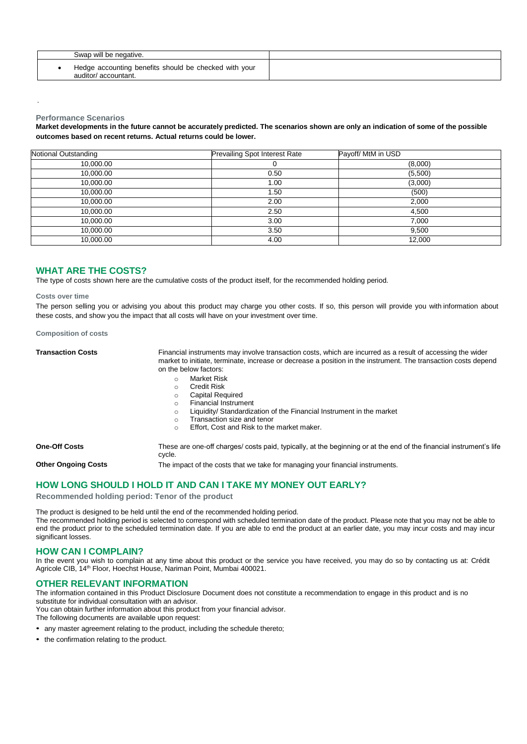| | |
|---|---|
| Swap will be negative. | |
| • Hedge accounting benefits should be checked with your auditor/ accountant. | |

### Performance Scenarios

**Market developments in the future cannot be accurately predicted. The scenarios shown are only an indication of some of the possible outcomes based on recent returns. Actual returns could be lower.**

| Notional Outstanding | Prevailing Spot Interest Rate | Payoff/ MtM in USD |
|---|---|---|
| 10,000.00 | 0 | (8,000) |
| 10,000.00 | 0.50 | (5,500) |
| 10,000.00 | 1.00 | (3,000) |
| 10,000.00 | 1.50 | (500) |
| 10,000.00 | 2.00 | 2,000 |
| 10,000.00 | 2.50 | 4,500 |
| 10,000.00 | 3.00 | 7,000 |
| 10,000.00 | 3.50 | 9,500 |
| 10,000.00 | 4.00 | 12,000 |

## WHAT ARE THE COSTS?

The type of costs shown here are the cumulative costs of the product itself, for the recommended holding period.

### Costs over time

The person selling you or advising you about this product may charge you other costs. If so, this person will provide you with information about these costs, and show you the impact that all costs will have on your investment over time.

### Composition of costs

**Transaction Costs**

Financial instruments may involve transaction costs, which are incurred as a result of accessing the wider market to initiate, terminate, increase or decrease a position in the instrument. The transaction costs depend on the below factors:

- Market Risk
- Credit Risk
- Capital Required
- Financial Instrument
- Liquidity/ Standardization of the Financial Instrument in the market
- Transaction size and tenor
- Effort, Cost and Risk to the market maker.

**One-Off Costs**

These are one-off charges/ costs paid, typically, at the beginning or at the end of the financial instrument's life cycle.

**Other Ongoing Costs**

The impact of the costs that we take for managing your financial instruments.

## HOW LONG SHOULD I HOLD IT AND CAN I TAKE MY MONEY OUT EARLY?

**Recommended holding period: Tenor of the product**

The product is designed to be held until the end of the recommended holding period.

The recommended holding period is selected to correspond with scheduled termination date of the product. Please note that you may not be able to end the product prior to the scheduled termination date. If you are able to end the product at an earlier date, you may incur costs and may incur significant losses.

## HOW CAN I COMPLAIN?

In the event you wish to complain at any time about this product or the service you have received, you may do so by contacting us at: Crédit Agricole CIB, 14th Floor, Hoechst House, Nariman Point, Mumbai 400021.

## OTHER RELEVANT INFORMATION

The information contained in this Product Disclosure Document does not constitute a recommendation to engage in this product and is no substitute for individual consultation with an advisor.

You can obtain further information about this product from your financial advisor.

The following documents are available upon request:

- any master agreement relating to the product, including the schedule thereto;
- the confirmation relating to the product.